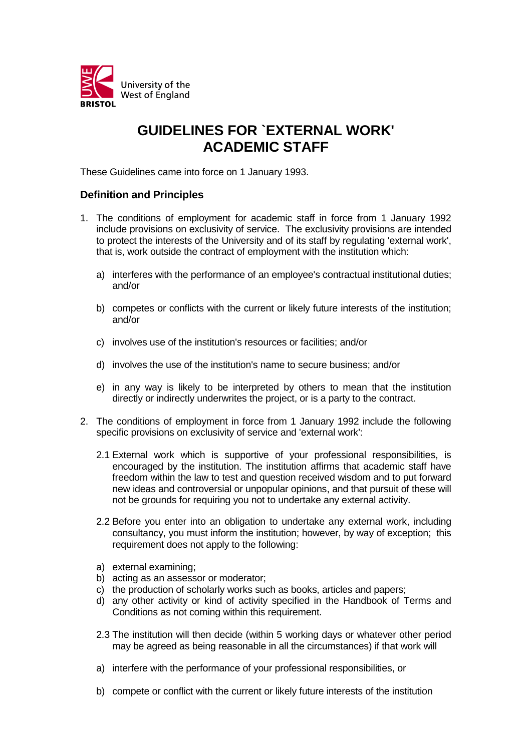University of the West of England

BRISTOL

# GUIDELINES FOR `EXTERNAL WORK' ACADEMIC STAFF

These Guidelines came into force on 1 January 1993.

### Definition and Principles

1. The conditions of employment for academic staff in force from 1 January 1992 include provisions on exclusivity of service. The exclusivity provisions are intended to protect the interests of the University and of its staff by regulating 'external work', that is, work outside the contract of employment with the institution which:

   a) interferes with the performance of an employee's contractual institutional duties; and/or

   b) competes or conflicts with the current or likely future interests of the institution; and/or

   c) involves use of the institution's resources or facilities; and/or

   d) involves the use of the institution's name to secure business; and/or

   e) in any way is likely to be interpreted by others to mean that the institution directly or indirectly underwrites the project, or is a party to the contract.

2. The conditions of employment in force from 1 January 1992 include the following specific provisions on exclusivity of service and 'external work':

   2.1 External work which is supportive of your professional responsibilities, is encouraged by the institution. The institution affirms that academic staff have freedom within the law to test and question received wisdom and to put forward new ideas and controversial or unpopular opinions, and that pursuit of these will not be grounds for requiring you not to undertake any external activity.

   2.2 Before you enter into an obligation to undertake any external work, including consultancy, you must inform the institution; however, by way of exception; this requirement does not apply to the following:

   a) external examining;
   b) acting as an assessor or moderator;
   c) the production of scholarly works such as books, articles and papers;
   d) any other activity or kind of activity specified in the Handbook of Terms and Conditions as not coming within this requirement.

   2.3 The institution will then decide (within 5 working days or whatever other period may be agreed as being reasonable in all the circumstances) if that work will

   a) interfere with the performance of your professional responsibilities, or

   b) compete or conflict with the current or likely future interests of the institution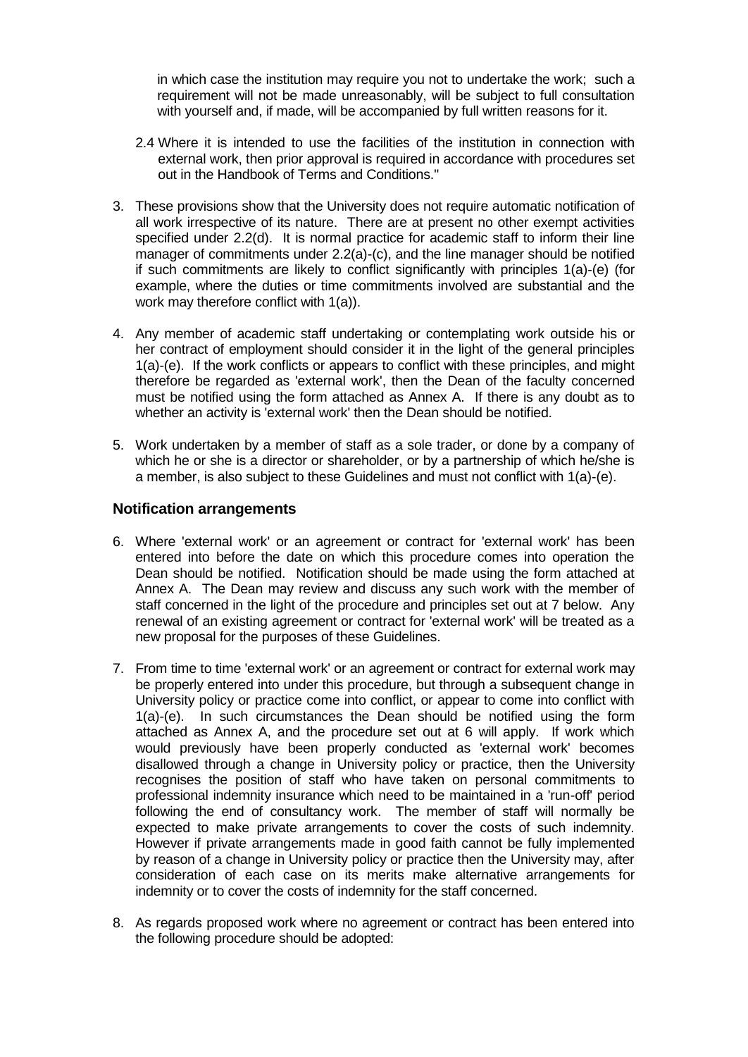in which case the institution may require you not to undertake the work; such a requirement will not be made unreasonably, will be subject to full consultation with yourself and, if made, will be accompanied by full written reasons for it.

2.4 Where it is intended to use the facilities of the institution in connection with external work, then prior approval is required in accordance with procedures set out in the Handbook of Terms and Conditions."

3. These provisions show that the University does not require automatic notification of all work irrespective of its nature. There are at present no other exempt activities specified under 2.2(d). It is normal practice for academic staff to inform their line manager of commitments under 2.2(a)-(c), and the line manager should be notified if such commitments are likely to conflict significantly with principles 1(a)-(e) (for example, where the duties or time commitments involved are substantial and the work may therefore conflict with 1(a)).

4. Any member of academic staff undertaking or contemplating work outside his or her contract of employment should consider it in the light of the general principles 1(a)-(e). If the work conflicts or appears to conflict with these principles, and might therefore be regarded as 'external work', then the Dean of the faculty concerned must be notified using the form attached as Annex A. If there is any doubt as to whether an activity is 'external work' then the Dean should be notified.

5. Work undertaken by a member of staff as a sole trader, or done by a company of which he or she is a director or shareholder, or by a partnership of which he/she is a member, is also subject to these Guidelines and must not conflict with 1(a)-(e).

## Notification arrangements

6. Where 'external work' or an agreement or contract for 'external work' has been entered into before the date on which this procedure comes into operation the Dean should be notified. Notification should be made using the form attached at Annex A. The Dean may review and discuss any such work with the member of staff concerned in the light of the procedure and principles set out at 7 below. Any renewal of an existing agreement or contract for 'external work' will be treated as a new proposal for the purposes of these Guidelines.

7. From time to time 'external work' or an agreement or contract for external work may be properly entered into under this procedure, but through a subsequent change in University policy or practice come into conflict, or appear to come into conflict with 1(a)-(e). In such circumstances the Dean should be notified using the form attached as Annex A, and the procedure set out at 6 will apply. If work which would previously have been properly conducted as 'external work' becomes disallowed through a change in University policy or practice, then the University recognises the position of staff who have taken on personal commitments to professional indemnity insurance which need to be maintained in a 'run-off' period following the end of consultancy work. The member of staff will normally be expected to make private arrangements to cover the costs of such indemnity. However if private arrangements made in good faith cannot be fully implemented by reason of a change in University policy or practice then the University may, after consideration of each case on its merits make alternative arrangements for indemnity or to cover the costs of indemnity for the staff concerned.

8. As regards proposed work where no agreement or contract has been entered into the following procedure should be adopted: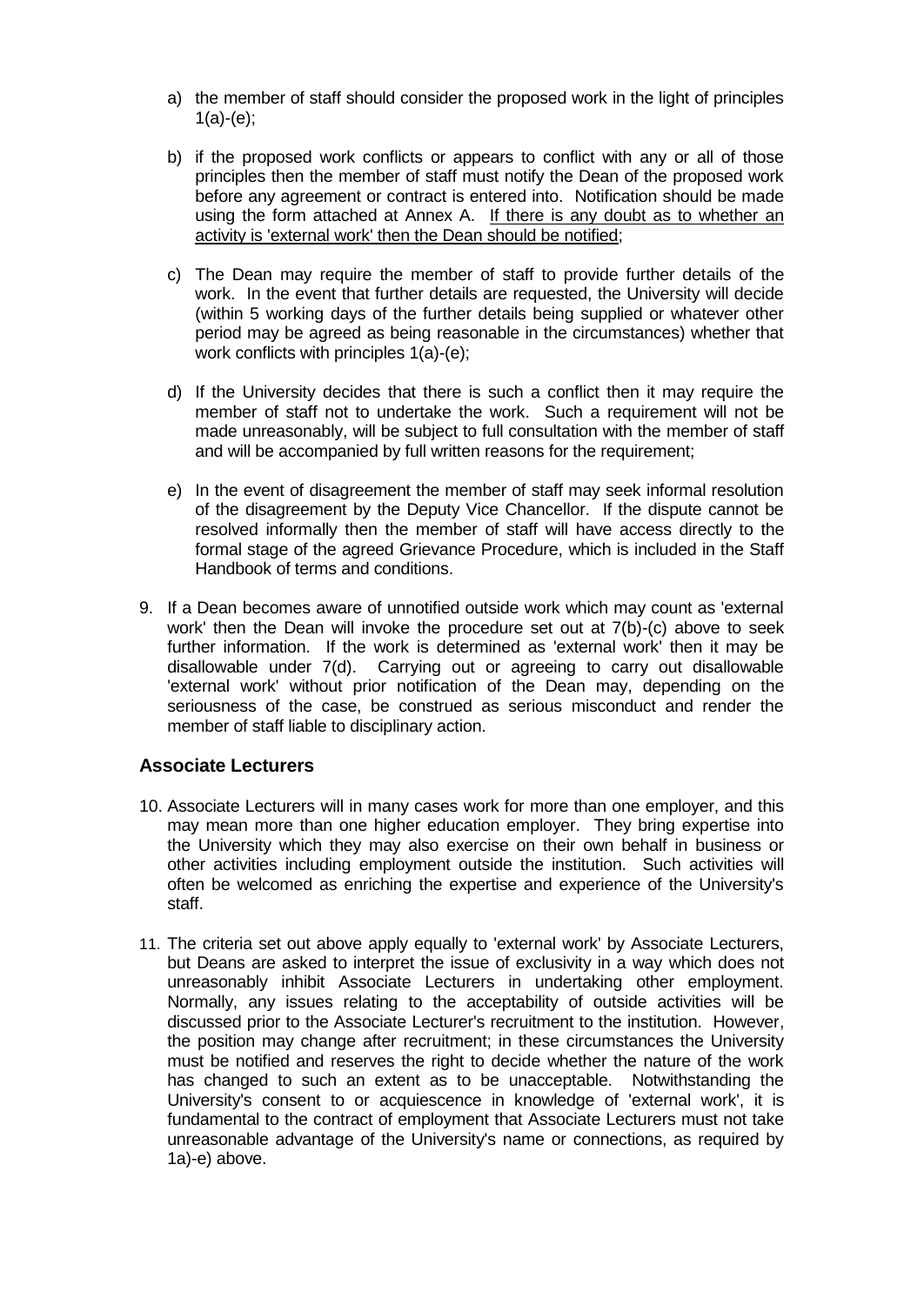a) the member of staff should consider the proposed work in the light of principles 1(a)-(e);

b) if the proposed work conflicts or appears to conflict with any or all of those principles then the member of staff must notify the Dean of the proposed work before any agreement or contract is entered into. Notification should be made using the form attached at Annex A. <u>If there is any doubt as to whether an activity is 'external work' then the Dean should be notified</u>;

c) The Dean may require the member of staff to provide further details of the work. In the event that further details are requested, the University will decide (within 5 working days of the further details being supplied or whatever other period may be agreed as being reasonable in the circumstances) whether that work conflicts with principles 1(a)-(e);

d) If the University decides that there is such a conflict then it may require the member of staff not to undertake the work. Such a requirement will not be made unreasonably, will be subject to full consultation with the member of staff and will be accompanied by full written reasons for the requirement;

e) In the event of disagreement the member of staff may seek informal resolution of the disagreement by the Deputy Vice Chancellor. If the dispute cannot be resolved informally then the member of staff will have access directly to the formal stage of the agreed Grievance Procedure, which is included in the Staff Handbook of terms and conditions.

9. If a Dean becomes aware of unnotified outside work which may count as 'external work' then the Dean will invoke the procedure set out at 7(b)-(c) above to seek further information. If the work is determined as 'external work' then it may be disallowable under 7(d). Carrying out or agreeing to carry out disallowable 'external work' without prior notification of the Dean may, depending on the seriousness of the case, be construed as serious misconduct and render the member of staff liable to disciplinary action.

## Associate Lecturers

10. Associate Lecturers will in many cases work for more than one employer, and this may mean more than one higher education employer. They bring expertise into the University which they may also exercise on their own behalf in business or other activities including employment outside the institution. Such activities will often be welcomed as enriching the expertise and experience of the University's staff.

11. The criteria set out above apply equally to 'external work' by Associate Lecturers, but Deans are asked to interpret the issue of exclusivity in a way which does not unreasonably inhibit Associate Lecturers in undertaking other employment. Normally, any issues relating to the acceptability of outside activities will be discussed prior to the Associate Lecturer's recruitment to the institution. However, the position may change after recruitment; in these circumstances the University must be notified and reserves the right to decide whether the nature of the work has changed to such an extent as to be unacceptable. Notwithstanding the University's consent to or acquiescence in knowledge of 'external work', it is fundamental to the contract of employment that Associate Lecturers must not take unreasonable advantage of the University's name or connections, as required by 1a)-e) above.